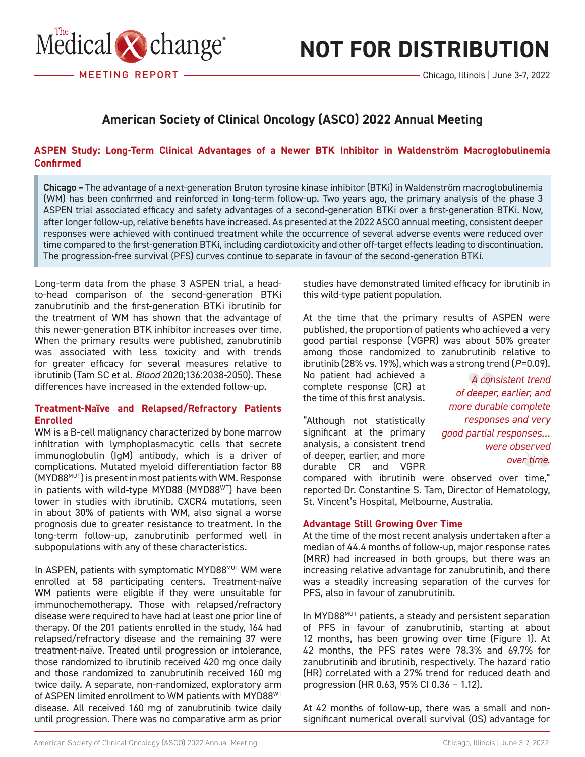MEETING REPORT — Chicago, Illinois | June 3-7, 2022

NOT FOR DISTRIBUTION

# American Society of Clinical Oncology (ASCO) 2022 Annual Meeting

## ASPEN Study: Long-Term Clinical Advantages of a Newer BTK Inhibitor in Waldenström Macroglobulinemia Confirmed

**Chicago –** The advantage of a next-generation Bruton tyrosine kinase inhibitor (BTKi) in Waldenström macroglobulinemia (WM) has been confirmed and reinforced in long-term follow-up. Two years ago, the primary analysis of the phase 3 ASPEN trial associated efficacy and safety advantages of a second-generation BTKi over a first-generation BTKi. Now, after longer follow-up, relative benefits have increased. As presented at the 2022 ASCO annual meeting, consistent deeper responses were achieved with continued treatment while the occurrence of several adverse events were reduced over time compared to the first-generation BTKi, including cardiotoxicity and other off-target effects leading to discontinuation. The progression-free survival (PFS) curves continue to separate in favour of the second-generation BTKi.

Long-term data from the phase 3 ASPEN trial, a head-to-head comparison of the second-generation BTKi zanubrutinib and the first-generation BTKi ibrutinib for the treatment of WM has shown that the advantage of this newer-generation BTK inhibitor increases over time. When the primary results were published, zanubrutinib was associated with less toxicity and with trends for greater efficacy for several measures relative to ibrutinib (Tam SC et al. *Blood* 2020;136:2038-2050). These differences have increased in the extended follow-up.

### Treatment-Naïve and Relapsed/Refractory Patients Enrolled

WM is a B-cell malignancy characterized by bone marrow infiltration with lymphoplasmacytic cells that secrete immunoglobulin (IgM) antibody, which is a driver of complications. Mutated myeloid differentiation factor 88 ($MYD88^{MUT}$) is present in most patients with WM. Response in patients with wild-type MYD88 ($MYD88^{WT}$) have been lower in studies with ibrutinib. CXCR4 mutations, seen in about 30% of patients with WM, also signal a worse prognosis due to greater resistance to treatment. In the long-term follow-up, zanubrutinib performed well in subpopulations with any of these characteristics.

In ASPEN, patients with symptomatic $MYD88^{MUT}$ WM were enrolled at 58 participating centers. Treatment-naïve WM patients were eligible if they were unsuitable for immunochemotherapy. Those with relapsed/refractory disease were required to have had at least one prior line of therapy. Of the 201 patients enrolled in the study, 164 had relapsed/refractory disease and the remaining 37 were treatment-naïve. Treated until progression or intolerance, those randomized to ibrutinib received 420 mg once daily and those randomized to zanubrutinib received 160 mg twice daily. A separate, non-randomized, exploratory arm of ASPEN limited enrollment to WM patients with $MYD88^{WT}$ disease. All received 160 mg of zanubrutinib twice daily until progression. There was no comparative arm as prior studies have demonstrated limited efficacy for ibrutinib in this wild-type patient population.

At the time that the primary results of ASPEN were published, the proportion of patients who achieved a very good partial response (VGPR) was about 50% greater among those randomized to zanubrutinib relative to ibrutinib (28% vs. 19%), which was a strong trend (*P*=0.09). No patient had achieved a complete response (CR) at the time of this first analysis.

> *A consistent trend of deeper, earlier, and more durable complete responses and very good partial responses... were observed over time.*

"Although not statistically significant at the primary analysis, a consistent trend of deeper, earlier, and more durable CR and VGPR compared with ibrutinib were observed over time," reported Dr. Constantine S. Tam, Director of Hematology, St. Vincent's Hospital, Melbourne, Australia.

### Advantage Still Growing Over Time

At the time of the most recent analysis undertaken after a median of 44.4 months of follow-up, major response rates (MRR) had increased in both groups, but there was an increasing relative advantage for zanubrutinib, and there was a steadily increasing separation of the curves for PFS, also in favour of zanubrutinib.

In $MYD88^{MUT}$ patients, a steady and persistent separation of PFS in favour of zanubrutinib, starting at about 12 months, has been growing over time (Figure 1). At 42 months, the PFS rates were 78.3% and 69.7% for zanubrutinib and ibrutinib, respectively. The hazard ratio (HR) correlated with a 27% trend for reduced death and progression (HR 0.63, 95% CI 0.36 – 1.12).

At 42 months of follow-up, there was a small and non-significant numerical overall survival (OS) advantage for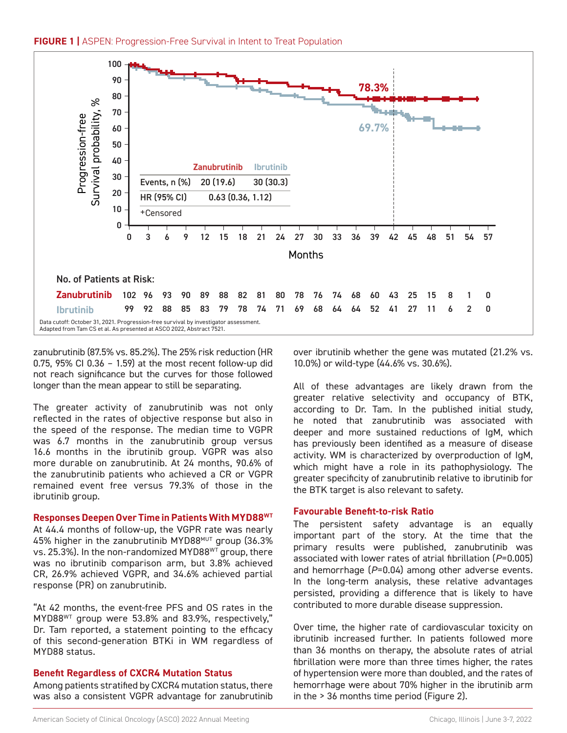**FIGURE 1 |** ASPEN: Progression-Free Survival in Intent to Treat Population

|  | Zanubrutinib | Ibrutinib |
|---|---|---|
| Events, n (%) | 20 (19.6) | 30 (30.3) |
| HR (95% CI) | 0.63 (0.36, 1.12) | |

+Censored

No. of Patients at Risk:

| Months | 0 | 3 | 6 | 9 | 12 | 15 | 18 | 21 | 24 | 27 | 30 | 33 | 36 | 39 | 42 | 45 | 48 | 51 | 54 | 57 |
|---|---|---|---|---|---|---|---|---|---|---|---|---|---|---|---|---|---|---|---|---|
| Zanubrutinib | 102 | 96 | 93 | 90 | 89 | 88 | 82 | 81 | 80 | 78 | 76 | 74 | 68 | 60 | 43 | 25 | 15 | 8 | 1 | 0 |
| Ibrutinib | 99 | 92 | 88 | 85 | 83 | 79 | 78 | 74 | 71 | 69 | 68 | 64 | 64 | 52 | 41 | 27 | 11 | 6 | 2 | 0 |

Data cutoff: October 31, 2021. Progression-free survival by investigator assessment.
Adapted from Tam CS et al. As presented at ASCO 2022, Abstract 7521.

zanubrutinib (87.5% vs. 85.2%). The 25% risk reduction (HR 0.75, 95% CI 0.36 – 1.59) at the most recent follow-up did not reach significance but the curves for those followed longer than the mean appear to still be separating.

The greater activity of zanubrutinib was not only reflected in the rates of objective response but also in the speed of the response. The median time to VGPR was 6.7 months in the zanubrutinib group versus 16.6 months in the ibrutinib group. VGPR was also more durable on zanubrutinib. At 24 months, 90.6% of the zanubrutinib patients who achieved a CR or VGPR remained event free versus 79.3% of those in the ibrutinib group.

### Responses Deepen Over Time in Patients With MYD88$^{WT}$

At 44.4 months of follow-up, the VGPR rate was nearly 45% higher in the zanubrutinib MYD88$^{MUT}$ group (36.3% vs. 25.3%). In the non-randomized MYD88$^{WT}$ group, there was no ibrutinib comparison arm, but 3.8% achieved CR, 26.9% achieved VGPR, and 34.6% achieved partial response (PR) on zanubrutinib.

"At 42 months, the event-free PFS and OS rates in the MYD88$^{WT}$ group were 53.8% and 83.9%, respectively," Dr. Tam reported, a statement pointing to the efficacy of this second-generation BTKi in WM regardless of MYD88 status.

### Benefit Regardless of CXCR4 Mutation Status

Among patients stratified by CXCR4 mutation status, there was also a consistent VGPR advantage for zanubrutinib over ibrutinib whether the gene was mutated (21.2% vs. 10.0%) or wild-type (44.6% vs. 30.6%).

All of these advantages are likely drawn from the greater relative selectivity and occupancy of BTK, according to Dr. Tam. In the published initial study, he noted that zanubrutinib was associated with deeper and more sustained reductions of IgM, which has previously been identified as a measure of disease activity. WM is characterized by overproduction of IgM, which might have a role in its pathophysiology. The greater specificity of zanubrutinib relative to ibrutinib for the BTK target is also relevant to safety.

### Favourable Benefit-to-risk Ratio

The persistent safety advantage is an equally important part of the story. At the time that the primary results were published, zanubrutinib was associated with lower rates of atrial fibrillation ($P$=0.005) and hemorrhage ($P$=0.04) among other adverse events. In the long-term analysis, these relative advantages persisted, providing a difference that is likely to have contributed to more durable disease suppression.

Over time, the higher rate of cardiovascular toxicity on ibrutinib increased further. In patients followed more than 36 months on therapy, the absolute rates of atrial fibrillation were more than three times higher, the rates of hypertension were more than doubled, and the rates of hemorrhage were about 70% higher in the ibrutinib arm in the > 36 months time period (Figure 2).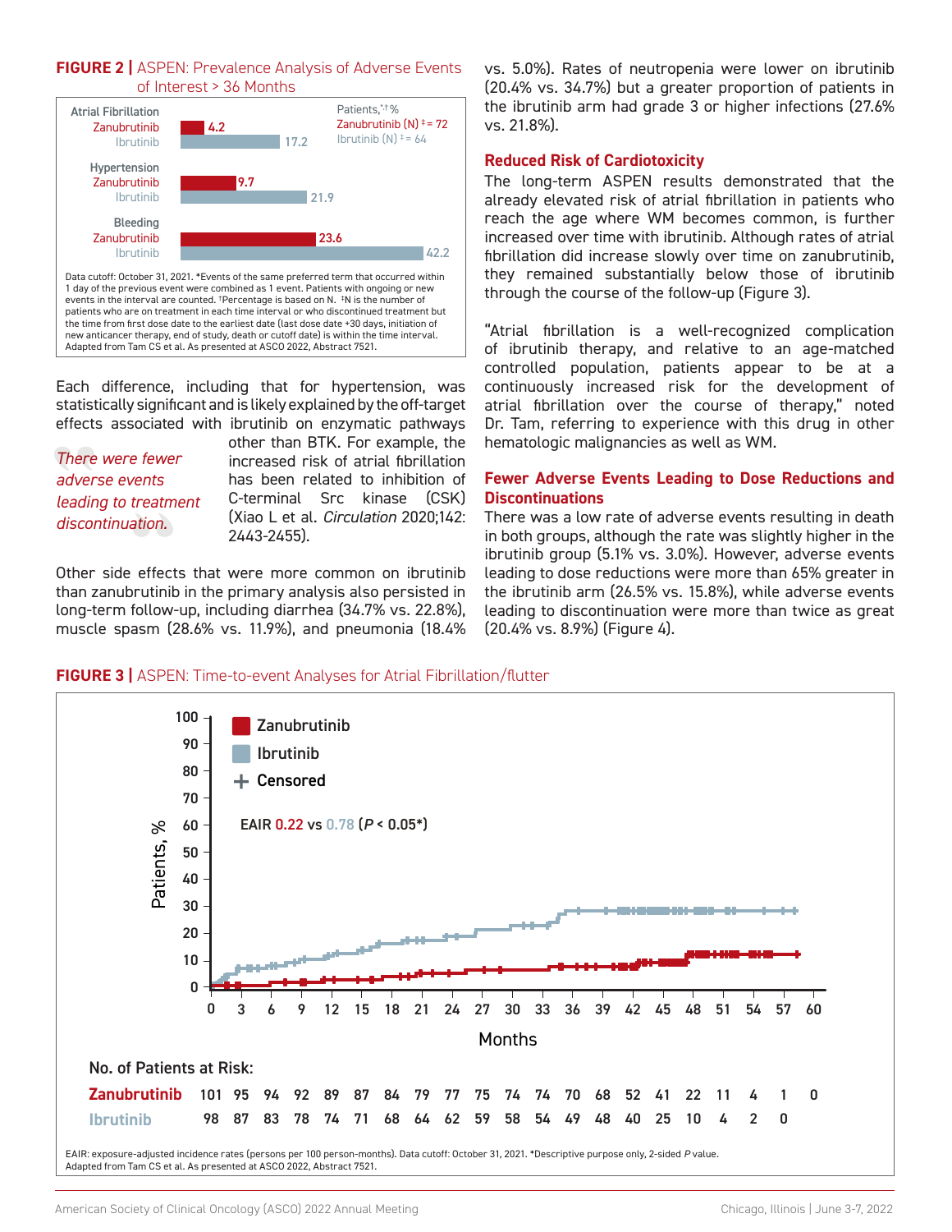**FIGURE 2 |** ASPEN: Prevalence Analysis of Adverse Events of Interest > 36 Months

| | Patients,*,† % |
|---|---|
| **Atrial Fibrillation** | |
| Zanubrutinib | 4.2 |
| Ibrutinib | 17.2 |
| **Hypertension** | |
| Zanubrutinib | 9.7 |
| Ibrutinib | 21.9 |
| **Bleeding** | |
| Zanubrutinib | 23.6 |
| Ibrutinib | 42.2 |

Zanubrutinib (N) ‡ = 72; Ibrutinib (N) ‡ = 64

Data cutoff: October 31, 2021. *Events of the same preferred term that occurred within 1 day of the previous event were combined as 1 event. Patients with ongoing or new events in the interval are counted. †Percentage is based on N. ‡N is the number of patients who are on treatment in each time interval or who discontinued treatment but the time from first dose date to the earliest date (last dose date +30 days, initiation of new anticancer therapy, end of study, death or cutoff date) is within the time interval. Adapted from Tam CS et al. As presented at ASCO 2022, Abstract 7521.

Each difference, including that for hypertension, was statistically significant and is likely explained by the off-target effects associated with ibrutinib on enzymatic pathways other than BTK. For example, the increased risk of atrial fibrillation has been related to inhibition of C-terminal Src kinase (CSK) (Xiao L et al. *Circulation* 2020;142: 2443-2455).

> *There were fewer adverse events leading to treatment discontinuation.*

Other side effects that were more common on ibrutinib than zanubrutinib in the primary analysis also persisted in long-term follow-up, including diarrhea (34.7% vs. 22.8%), muscle spasm (28.6% vs. 11.9%), and pneumonia (18.4% vs. 5.0%). Rates of neutropenia were lower on ibrutinib (20.4% vs. 34.7%) but a greater proportion of patients in the ibrutinib arm had grade 3 or higher infections (27.6% vs. 21.8%).

## Reduced Risk of Cardiotoxicity

The long-term ASPEN results demonstrated that the already elevated risk of atrial fibrillation in patients who reach the age where WM becomes common, is further increased over time with ibrutinib. Although rates of atrial fibrillation did increase slowly over time on zanubrutinib, they remained substantially below those of ibrutinib through the course of the follow-up (Figure 3).

"Atrial fibrillation is a well-recognized complication of ibrutinib therapy, and relative to an age-matched controlled population, patients appear to be at a continuously increased risk for the development of atrial fibrillation over the course of therapy," noted Dr. Tam, referring to experience with this drug in other hematologic malignancies as well as WM.

## Fewer Adverse Events Leading to Dose Reductions and Discontinuations

There was a low rate of adverse events resulting in death in both groups, although the rate was slightly higher in the ibrutinib group (5.1% vs. 3.0%). However, adverse events leading to dose reductions were more than 65% greater in the ibrutinib arm (26.5% vs. 15.8%), while adverse events leading to discontinuation were more than twice as great (20.4% vs. 8.9%) (Figure 4).

**FIGURE 3 |** ASPEN: Time-to-event Analyses for Atrial Fibrillation/flutter

EAIR 0.22 vs 0.78 ($P < 0.05$*)

No. of Patients at Risk:

| Months | 0 | 3 | 6 | 9 | 12 | 15 | 18 | 21 | 24 | 27 | 30 | 33 | 36 | 39 | 42 | 45 | 48 | 51 | 54 | 57 | 60 |
|---|---|---|---|---|---|---|---|---|---|---|---|---|---|---|---|---|---|---|---|---|---|
| Zanubrutinib | 101 | 95 | 94 | 92 | 89 | 87 | 84 | 79 | 77 | 75 | 74 | 74 | 70 | 68 | 52 | 41 | 22 | 11 | 4 | 1 | 0 |
| Ibrutinib | 98 | 87 | 83 | 78 | 74 | 71 | 68 | 64 | 62 | 59 | 58 | 54 | 49 | 48 | 40 | 25 | 10 | 4 | 2 | 0 | |

EAIR: exposure-adjusted incidence rates (persons per 100 person-months). Data cutoff: October 31, 2021. *Descriptive purpose only, 2-sided *P* value. Adapted from Tam CS et al. As presented at ASCO 2022, Abstract 7521.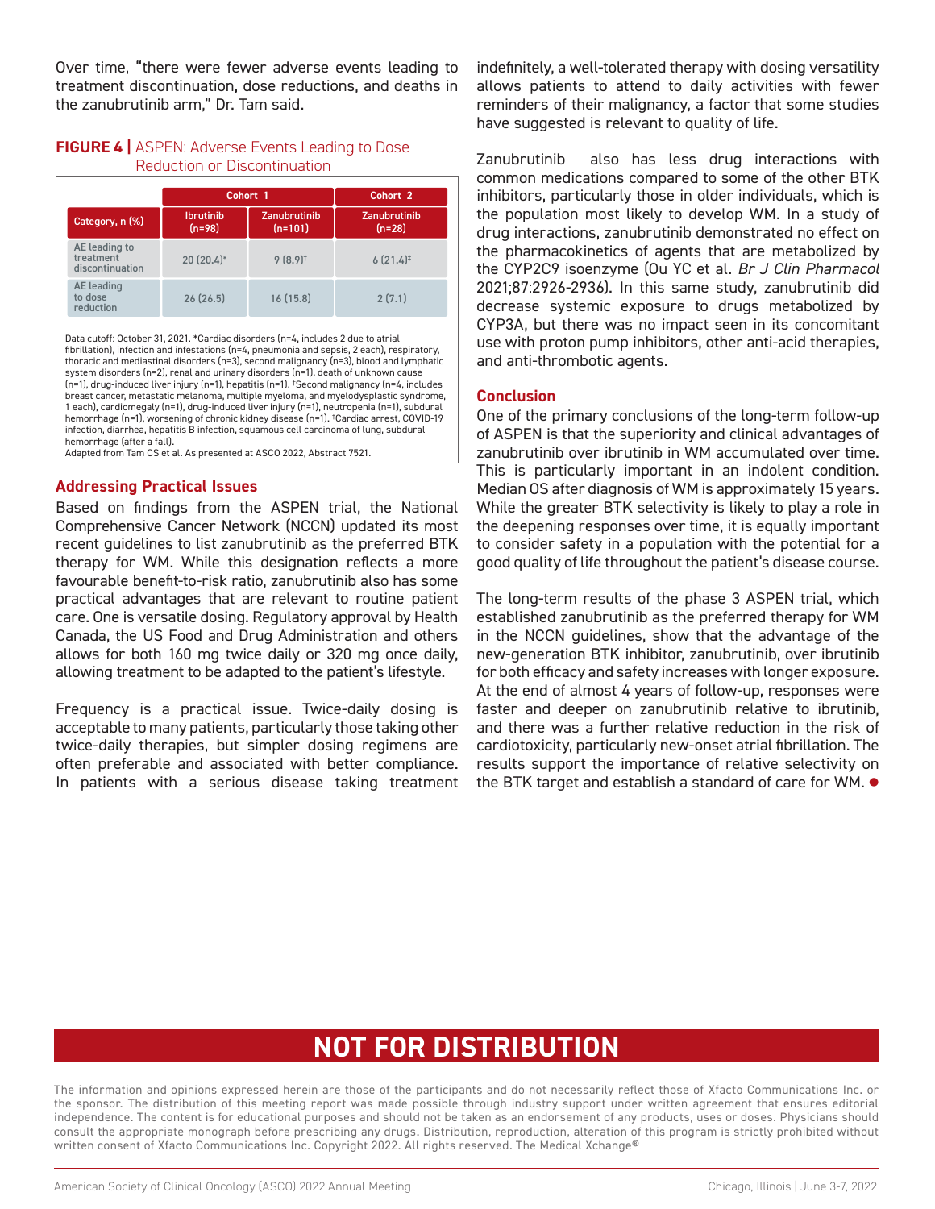Over time, "there were fewer adverse events leading to treatment discontinuation, dose reductions, and deaths in the zanubrutinib arm," Dr. Tam said.

**FIGURE 4 |** ASPEN: Adverse Events Leading to Dose Reduction or Discontinuation

| | Cohort 1 | | Cohort 2 |
|---|---|---|---|
| Category, n (%) | Ibrutinib (n=98) | Zanubrutinib (n=101) | Zanubrutinib (n=28) |
| AE leading to treatment discontinuation | 20 (20.4)* | 9 (8.9)† | 6 (21.4)‡ |
| AE leading to dose reduction | 26 (26.5) | 16 (15.8) | 2 (7.1) |

Data cutoff: October 31, 2021. *Cardiac disorders (n=4, includes 2 due to atrial fibrillation), infection and infestations (n=4, pneumonia and sepsis, 2 each), respiratory, thoracic and mediastinal disorders (n=3), second malignancy (n=3), blood and lymphatic system disorders (n=2), renal and urinary disorders (n=1), death of unknown cause (n=1), drug-induced liver injury (n=1), hepatitis (n=1). †Second malignancy (n=4, includes breast cancer, metastatic melanoma, multiple myeloma, and myelodysplastic syndrome, 1 each), cardiomegaly (n=1), drug-induced liver injury (n=1), neutropenia (n=1), subdural hemorrhage (n=1), worsening of chronic kidney disease (n=1). ‡Cardiac arrest, COVID-19 infection, diarrhea, hepatitis B infection, squamous cell carcinoma of lung, subdural hemorrhage (after a fall).
Adapted from Tam CS et al. As presented at ASCO 2022, Abstract 7521.

## Addressing Practical Issues

Based on findings from the ASPEN trial, the National Comprehensive Cancer Network (NCCN) updated its most recent guidelines to list zanubrutinib as the preferred BTK therapy for WM. While this designation reflects a more favourable benefit-to-risk ratio, zanubrutinib also has some practical advantages that are relevant to routine patient care. One is versatile dosing. Regulatory approval by Health Canada, the US Food and Drug Administration and others allows for both 160 mg twice daily or 320 mg once daily, allowing treatment to be adapted to the patient's lifestyle.

Frequency is a practical issue. Twice-daily dosing is acceptable to many patients, particularly those taking other twice-daily therapies, but simpler dosing regimens are often preferable and associated with better compliance. In patients with a serious disease taking treatment indefinitely, a well-tolerated therapy with dosing versatility allows patients to attend to daily activities with fewer reminders of their malignancy, a factor that some studies have suggested is relevant to quality of life.

Zanubrutinib also has less drug interactions with common medications compared to some of the other BTK inhibitors, particularly those in older individuals, which is the population most likely to develop WM. In a study of drug interactions, zanubrutinib demonstrated no effect on the pharmacokinetics of agents that are metabolized by the CYP2C9 isoenzyme (Ou YC et al. *Br J Clin Pharmacol* 2021;87:2926-2936). In this same study, zanubrutinib did decrease systemic exposure to drugs metabolized by CYP3A, but there was no impact seen in its concomitant use with proton pump inhibitors, other anti-acid therapies, and anti-thrombotic agents.

## Conclusion

One of the primary conclusions of the long-term follow-up of ASPEN is that the superiority and clinical advantages of zanubrutinib over ibrutinib in WM accumulated over time. This is particularly important in an indolent condition. Median OS after diagnosis of WM is approximately 15 years. While the greater BTK selectivity is likely to play a role in the deepening responses over time, it is equally important to consider safety in a population with the potential for a good quality of life throughout the patient's disease course.

The long-term results of the phase 3 ASPEN trial, which established zanubrutinib as the preferred therapy for WM in the NCCN guidelines, show that the advantage of the new-generation BTK inhibitor, zanubrutinib, over ibrutinib for both efficacy and safety increases with longer exposure. At the end of almost 4 years of follow-up, responses were faster and deeper on zanubrutinib relative to ibrutinib, and there was a further relative reduction in the risk of cardiotoxicity, particularly new-onset atrial fibrillation. The results support the importance of relative selectivity on the BTK target and establish a standard of care for WM. ●

**NOT FOR DISTRIBUTION**

The information and opinions expressed herein are those of the participants and do not necessarily reflect those of Xfacto Communications Inc. or the sponsor. The distribution of this meeting report was made possible through industry support under written agreement that ensures editorial independence. The content is for educational purposes and should not be taken as an endorsement of any products, uses or doses. Physicians should consult the appropriate monograph before prescribing any drugs. Distribution, reproduction, alteration of this program is strictly prohibited without written consent of Xfacto Communications Inc. Copyright 2022. All rights reserved. The Medical Xchange®